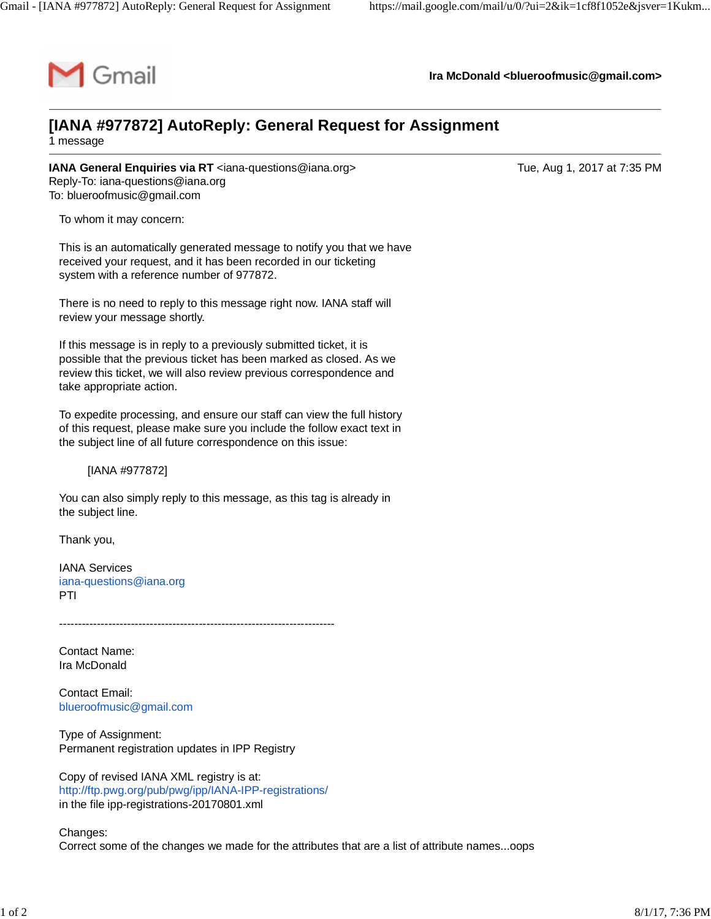Gmail

**Ira McDonald <blueroofmusic@gmail.com>**

# [IANA #977872] AutoReply: General Request for Assignment

1 message

**IANA General Enquiries via RT** <iana-questions@iana.org>
Reply-To: iana-questions@iana.org
To: blueroofmusic@gmail.com

Tue, Aug 1, 2017 at 7:35 PM

To whom it may concern:

This is an automatically generated message to notify you that we have received your request, and it has been recorded in our ticketing system with a reference number of 977872.

There is no need to reply to this message right now. IANA staff will review your message shortly.

If this message is in reply to a previously submitted ticket, it is possible that the previous ticket has been marked as closed. As we review this ticket, we will also review previous correspondence and take appropriate action.

To expedite processing, and ensure our staff can view the full history of this request, please make sure you include the follow exact text in the subject line of all future correspondence on this issue:

[IANA #977872]

You can also simply reply to this message, as this tag is already in the subject line.

Thank you,

IANA Services
iana-questions@iana.org
PTI

-------------------------------------------------------------------------

Contact Name:
Ira McDonald

Contact Email:
blueroofmusic@gmail.com

Type of Assignment:
Permanent registration updates in IPP Registry

Copy of revised IANA XML registry is at:
http://ftp.pwg.org/pub/pwg/ipp/IANA-IPP-registrations/
in the file ipp-registrations-20170801.xml

Changes:
Correct some of the changes we made for the attributes that are a list of attribute names...oops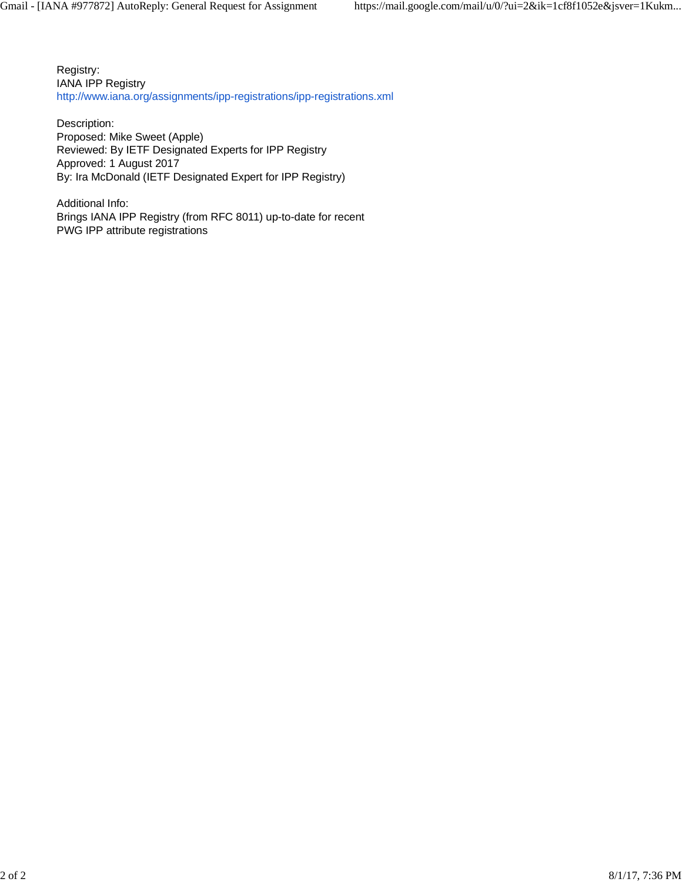Registry:
IANA IPP Registry
http://www.iana.org/assignments/ipp-registrations/ipp-registrations.xml

Description:
Proposed: Mike Sweet (Apple)
Reviewed: By IETF Designated Experts for IPP Registry
Approved: 1 August 2017
By: Ira McDonald (IETF Designated Expert for IPP Registry)

Additional Info:
Brings IANA IPP Registry (from RFC 8011) up-to-date for recent
PWG IPP attribute registrations